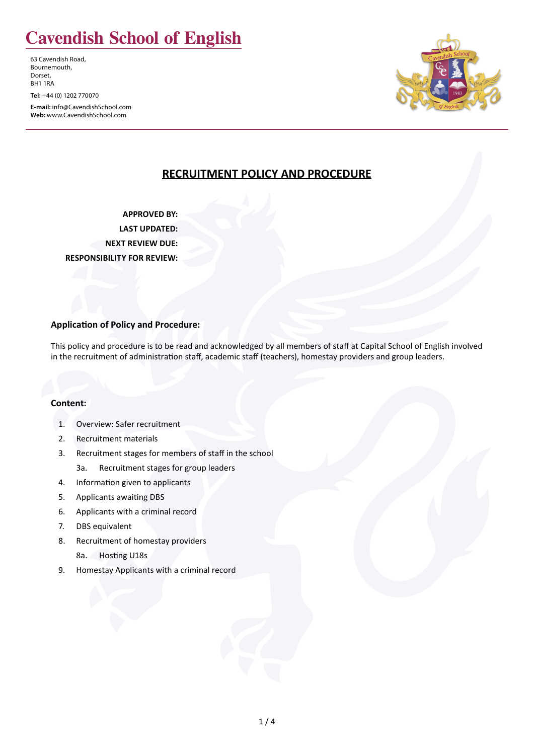# Cavendish School of English

63 Cavendish Road,
Bournemouth,
Dorset,
BH1 1RA

**Tel:** +44 (0) 1202 770070

**E-mail:** info@CavendishSchool.com
**Web:** www.CavendishSchool.com

## RECRUITMENT POLICY AND PROCEDURE

**APPROVED BY:**
**LAST UPDATED:**
**NEXT REVIEW DUE:**
**RESPONSIBILITY FOR REVIEW:**

### Application of Policy and Procedure:

This policy and procedure is to be read and acknowledged by all members of staff at Capital School of English involved in the recruitment of administration staff, academic staff (teachers), homestay providers and group leaders.

### Content:

1. Overview: Safer recruitment
2. Recruitment materials
3. Recruitment stages for members of staff in the school
   3a. Recruitment stages for group leaders
4. Information given to applicants
5. Applicants awaiting DBS
6. Applicants with a criminal record
7. DBS equivalent
8. Recruitment of homestay providers
   8a. Hosting U18s
9. Homestay Applicants with a criminal record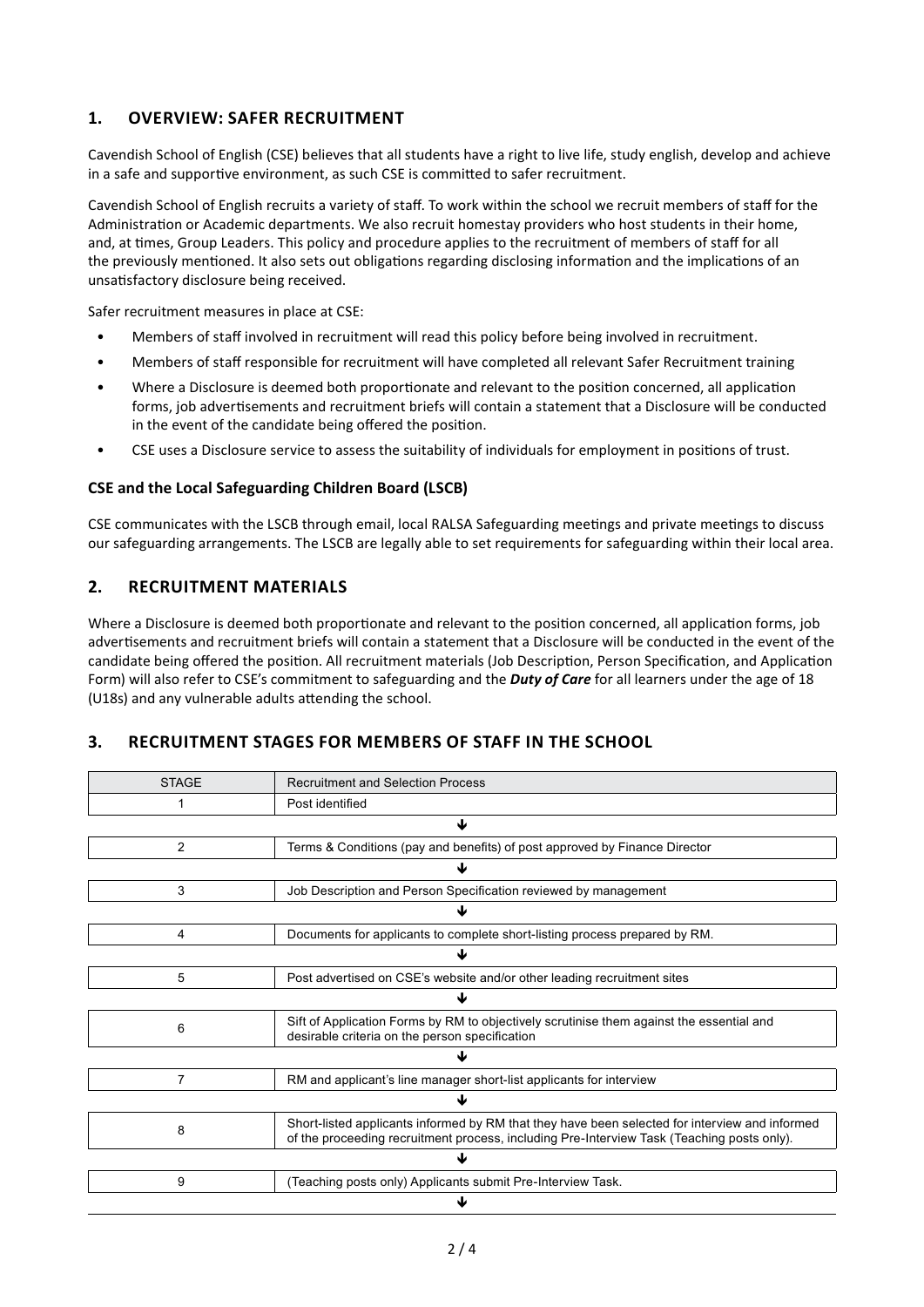## 1. OVERVIEW: SAFER RECRUITMENT

Cavendish School of English (CSE) believes that all students have a right to live life, study english, develop and achieve in a safe and supportive environment, as such CSE is committed to safer recruitment.

Cavendish School of English recruits a variety of staff. To work within the school we recruit members of staff for the Administration or Academic departments. We also recruit homestay providers who host students in their home, and, at times, Group Leaders. This policy and procedure applies to the recruitment of members of staff for all the previously mentioned. It also sets out obligations regarding disclosing information and the implications of an unsatisfactory disclosure being received.

Safer recruitment measures in place at CSE:

- Members of staff involved in recruitment will read this policy before being involved in recruitment.
- Members of staff responsible for recruitment will have completed all relevant Safer Recruitment training
- Where a Disclosure is deemed both proportionate and relevant to the position concerned, all application forms, job advertisements and recruitment briefs will contain a statement that a Disclosure will be conducted in the event of the candidate being offered the position.
- CSE uses a Disclosure service to assess the suitability of individuals for employment in positions of trust.

### CSE and the Local Safeguarding Children Board (LSCB)

CSE communicates with the LSCB through email, local RALSA Safeguarding meetings and private meetings to discuss our safeguarding arrangements. The LSCB are legally able to set requirements for safeguarding within their local area.

## 2. RECRUITMENT MATERIALS

Where a Disclosure is deemed both proportionate and relevant to the position concerned, all application forms, job advertisements and recruitment briefs will contain a statement that a Disclosure will be conducted in the event of the candidate being offered the position. All recruitment materials (Job Description, Person Specification, and Application Form) will also refer to CSE's commitment to safeguarding and the ***Duty of Care*** for all learners under the age of 18 (U18s) and any vulnerable adults attending the school.

## 3. RECRUITMENT STAGES FOR MEMBERS OF STAFF IN THE SCHOOL

| STAGE | Recruitment and Selection Process |
|---|---|
| 1 | Post identified |
| ↓ | |
| 2 | Terms & Conditions (pay and benefits) of post approved by Finance Director |
| ↓ | |
| 3 | Job Description and Person Specification reviewed by management |
| ↓ | |
| 4 | Documents for applicants to complete short-listing process prepared by RM. |
| ↓ | |
| 5 | Post advertised on CSE's website and/or other leading recruitment sites |
| ↓ | |
| 6 | Sift of Application Forms by RM to objectively scrutinise them against the essential and desirable criteria on the person specification |
| ↓ | |
| 7 | RM and applicant's line manager short-list applicants for interview |
| ↓ | |
| 8 | Short-listed applicants informed by RM that they have been selected for interview and informed of the proceeding recruitment process, including Pre-Interview Task (Teaching posts only). |
| ↓ | |
| 9 | (Teaching posts only) Applicants submit Pre-Interview Task. |
| ↓ | |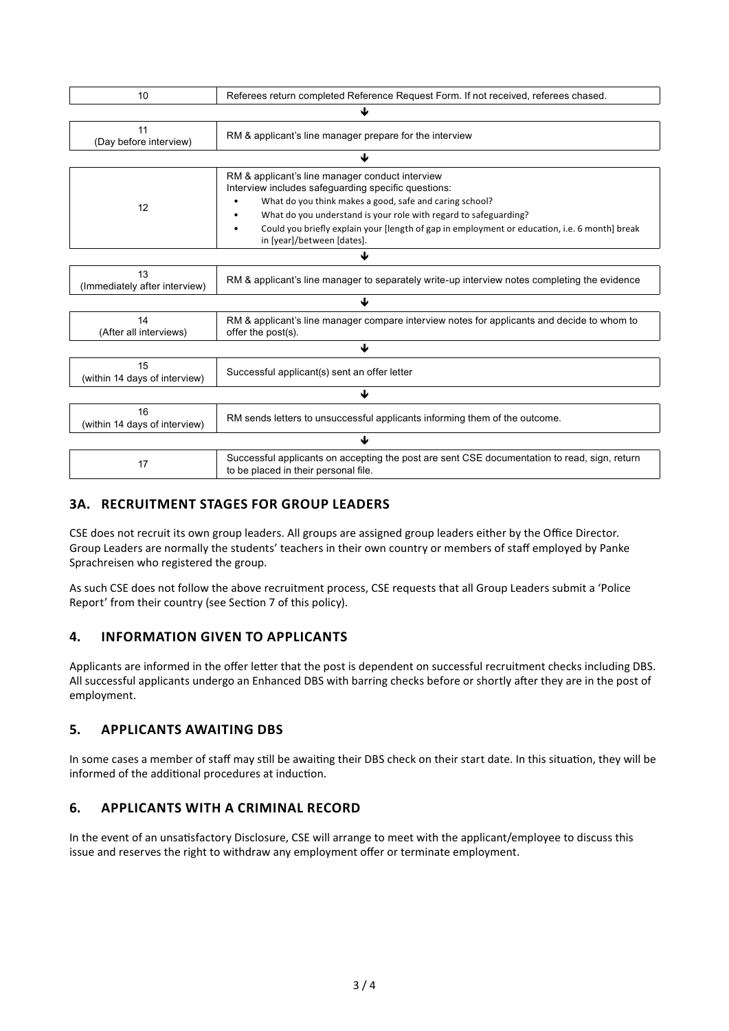| | |
|---|---|
| 10 | Referees return completed Reference Request Form. If not received, referees chased. |
| ↓ | |
| 11<br>(Day before interview) | RM & applicant's line manager prepare for the interview |
| ↓ | |
| 12 | RM & applicant's line manager conduct interview<br>Interview includes safeguarding specific questions:<br>• What do you think makes a good, safe and caring school?<br>• What do you understand is your role with regard to safeguarding?<br>• Could you briefly explain your [length of gap in employment or education, i.e. 6 month] break in [year]/between [dates]. |
| ↓ | |
| 13<br>(Immediately after interview) | RM & applicant's line manager to separately write-up interview notes completing the evidence |
| ↓ | |
| 14<br>(After all interviews) | RM & applicant's line manager compare interview notes for applicants and decide to whom to offer the post(s). |
| ↓ | |
| 15<br>(within 14 days of interview) | Successful applicant(s) sent an offer letter |
| ↓ | |
| 16<br>(within 14 days of interview) | RM sends letters to unsuccessful applicants informing them of the outcome. |
| ↓ | |
| 17 | Successful applicants on accepting the post are sent CSE documentation to read, sign, return to be placed in their personal file. |

## 3A. RECRUITMENT STAGES FOR GROUP LEADERS

CSE does not recruit its own group leaders. All groups are assigned group leaders either by the Office Director. Group Leaders are normally the students' teachers in their own country or members of staff employed by Panke Sprachreisen who registered the group.

As such CSE does not follow the above recruitment process, CSE requests that all Group Leaders submit a 'Police Report' from their country (see Section 7 of this policy).

## 4. INFORMATION GIVEN TO APPLICANTS

Applicants are informed in the offer letter that the post is dependent on successful recruitment checks including DBS. All successful applicants undergo an Enhanced DBS with barring checks before or shortly after they are in the post of employment.

## 5. APPLICANTS AWAITING DBS

In some cases a member of staff may still be awaiting their DBS check on their start date. In this situation, they will be informed of the additional procedures at induction.

## 6. APPLICANTS WITH A CRIMINAL RECORD

In the event of an unsatisfactory Disclosure, CSE will arrange to meet with the applicant/employee to discuss this issue and reserves the right to withdraw any employment offer or terminate employment.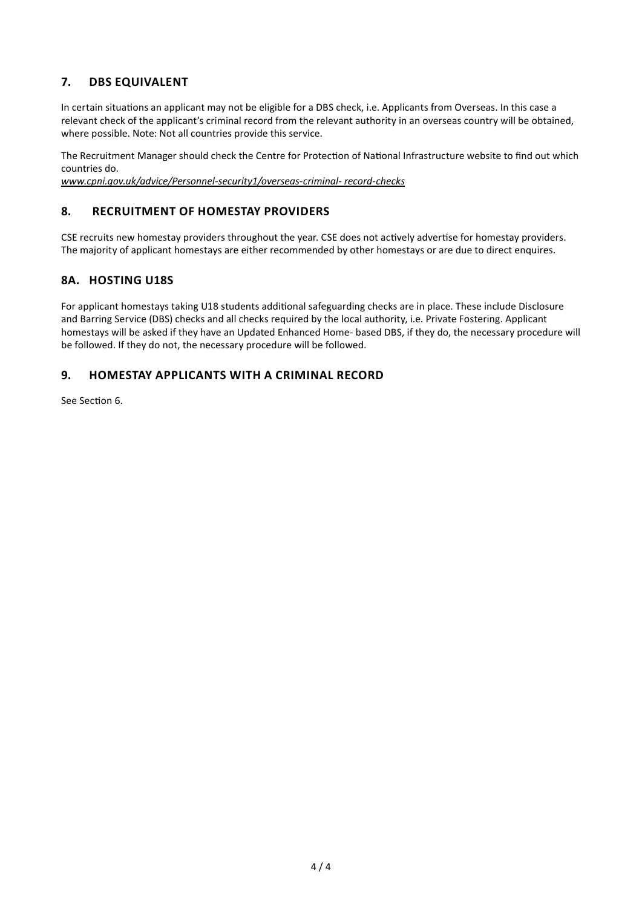## 7. DBS EQUIVALENT

In certain situations an applicant may not be eligible for a DBS check, i.e. Applicants from Overseas. In this case a relevant check of the applicant's criminal record from the relevant authority in an overseas country will be obtained, where possible. Note: Not all countries provide this service.

The Recruitment Manager should check the Centre for Protection of National Infrastructure website to find out which countries do.
*www.cpni.gov.uk/advice/Personnel-security1/overseas-criminal- record-checks*

## 8. RECRUITMENT OF HOMESTAY PROVIDERS

CSE recruits new homestay providers throughout the year. CSE does not actively advertise for homestay providers. The majority of applicant homestays are either recommended by other homestays or are due to direct enquires.

## 8A. HOSTING U18S

For applicant homestays taking U18 students additional safeguarding checks are in place. These include Disclosure and Barring Service (DBS) checks and all checks required by the local authority, i.e. Private Fostering. Applicant homestays will be asked if they have an Updated Enhanced Home- based DBS, if they do, the necessary procedure will be followed. If they do not, the necessary procedure will be followed.

## 9. HOMESTAY APPLICANTS WITH A CRIMINAL RECORD

See Section 6.